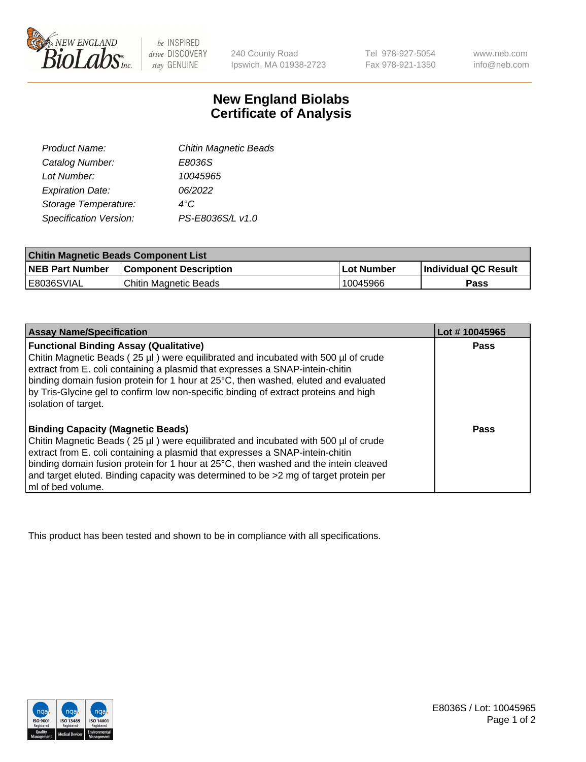# New England Biolabs Certificate of Analysis

| | |
|---|---|
| *Product Name:* | *Chitin Magnetic Beads* |
| *Catalog Number:* | *E8036S* |
| *Lot Number:* | *10045965* |
| *Expiration Date:* | *06/2022* |
| *Storage Temperature:* | *4°C* |
| *Specification Version:* | *PS-E8036S/L v1.0* |

| Chitin Magnetic Beads Component List | | | |
|---|---|---|---|
| **NEB Part Number** | **Component Description** | **Lot Number** | **Individual QC Result** |
| E8036SVIAL | Chitin Magnetic Beads | 10045966 | **Pass** |

| Assay Name/Specification | Lot # 10045965 |
|---|---|
| **Functional Binding Assay (Qualitative)**<br>Chitin Magnetic Beads ( 25 µl ) were equilibrated and incubated with 500 µl of crude extract from E. coli containing a plasmid that expresses a SNAP-intein-chitin binding domain fusion protein for 1 hour at 25°C, then washed, eluted and evaluated by Tris-Glycine gel to confirm low non-specific binding of extract proteins and high isolation of target. | **Pass** |
| **Binding Capacity (Magnetic Beads)**<br>Chitin Magnetic Beads ( 25 µl ) were equilibrated and incubated with 500 µl of crude extract from E. coli containing a plasmid that expresses a SNAP-intein-chitin binding domain fusion protein for 1 hour at 25°C, then washed and the intein cleaved and target eluted. Binding capacity was determined to be >2 mg of target protein per ml of bed volume. | **Pass** |

This product has been tested and shown to be in compliance with all specifications.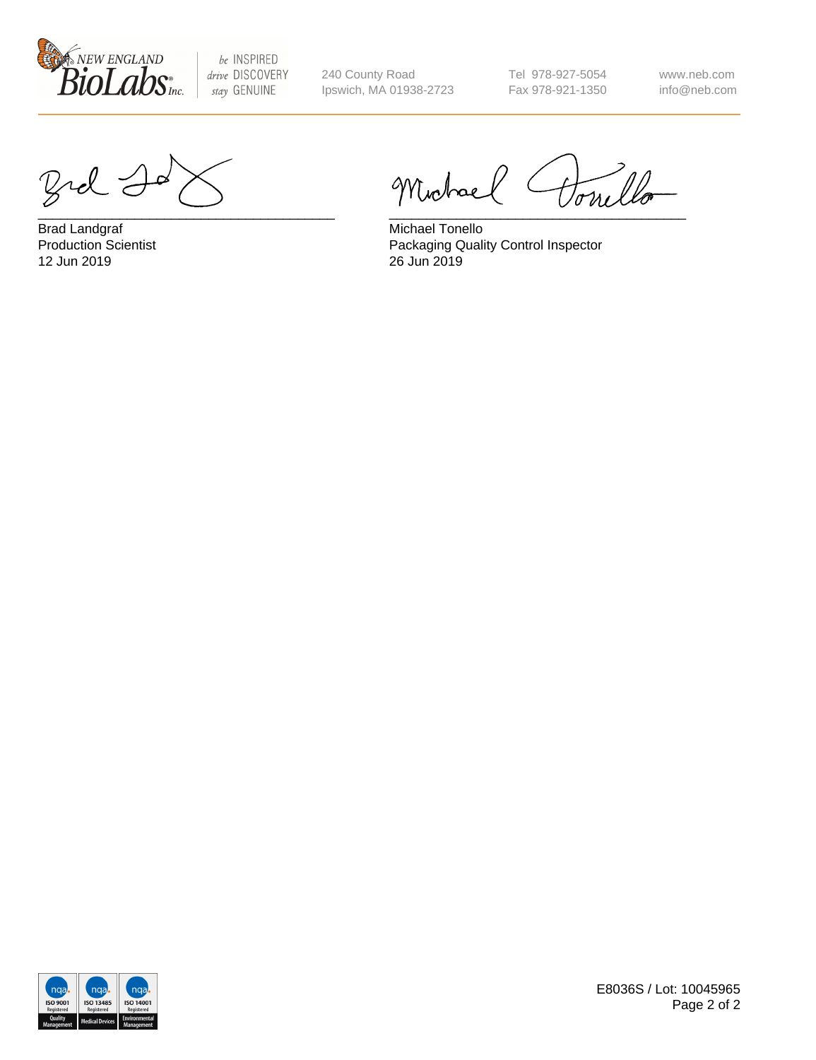NEW ENGLAND BioLabs Inc. | be INSPIRED drive DISCOVERY stay GENUINE | 240 County Road Ipswich, MA 01938-2723 | Tel 978-927-5054 Fax 978-921-1350 | www.neb.com info@neb.com

Brad Landgraf
Production Scientist
12 Jun 2019

Michael Tonello
Packaging Quality Control Inspector
26 Jun 2019

E8036S / Lot: 10045965